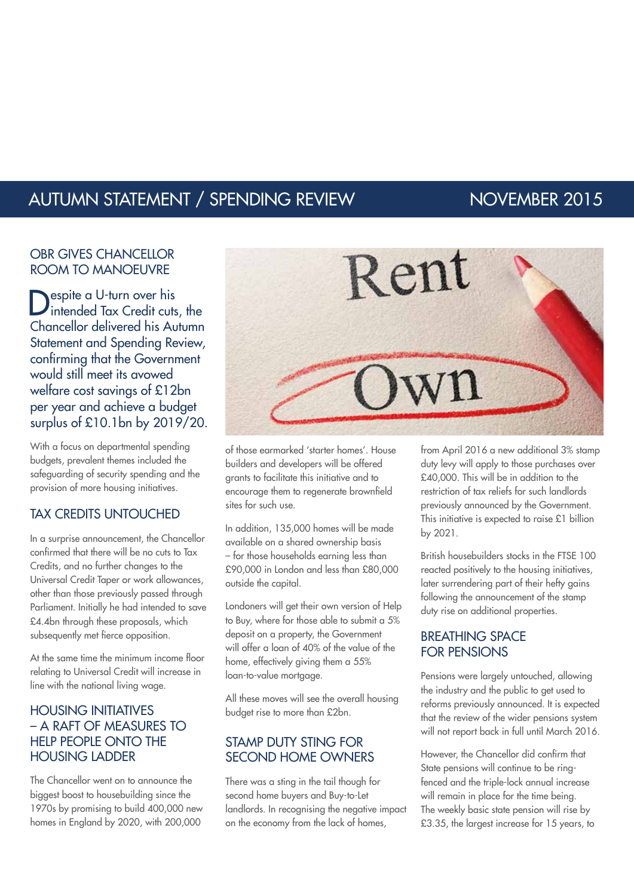# AUTUMN STATEMENT / SPENDING REVIEW — NOVEMBER 2015

## OBR GIVES CHANCELLOR ROOM TO MANOEUVRE

Despite a U-turn over his intended Tax Credit cuts, the Chancellor delivered his Autumn Statement and Spending Review, confirming that the Government would still meet its avowed welfare cost savings of £12bn per year and achieve a budget surplus of £10.1bn by 2019/20.

With a focus on departmental spending budgets, prevalent themes included the safeguarding of security spending and the provision of more housing initiatives.

## TAX CREDITS UNTOUCHED

In a surprise announcement, the Chancellor confirmed that there will be no cuts to Tax Credits, and no further changes to the Universal Credit Taper or work allowances, other than those previously passed through Parliament. Initially he had intended to save £4.4bn through these proposals, which subsequently met fierce opposition.

At the same time the minimum income floor relating to Universal Credit will increase in line with the national living wage.

## HOUSING INITIATIVES – A RAFT OF MEASURES TO HELP PEOPLE ONTO THE HOUSING LADDER

The Chancellor went on to announce the biggest boost to housebuilding since the 1970s by promising to build 400,000 new homes in England by 2020, with 200,000 of those earmarked 'starter homes'. House builders and developers will be offered grants to facilitate this initiative and to encourage them to regenerate brownfield sites for such use.

In addition, 135,000 homes will be made available on a shared ownership basis – for those households earning less than £90,000 in London and less than £80,000 outside the capital.

Londoners will get their own version of Help to Buy, where for those able to submit a 5% deposit on a property, the Government will offer a loan of 40% of the value of the home, effectively giving them a 55% loan-to-value mortgage.

All these moves will see the overall housing budget rise to more than £2bn.

## STAMP DUTY STING FOR SECOND HOME OWNERS

There was a sting in the tail though for second home buyers and Buy-to-Let landlords. In recognising the negative impact on the economy from the lack of homes, from April 2016 a new additional 3% stamp duty levy will apply to those purchases over £40,000. This will be in addition to the restriction of tax reliefs for such landlords previously announced by the Government. This initiative is expected to raise £1 billion by 2021.

British housebuilders stocks in the FTSE 100 reacted positively to the housing initiatives, later surrendering part of their hefty gains following the announcement of the stamp duty rise on additional properties.

## BREATHING SPACE FOR PENSIONS

Pensions were largely untouched, allowing the industry and the public to get used to reforms previously announced. It is expected that the review of the wider pensions system will not report back in full until March 2016.

However, the Chancellor did confirm that State pensions will continue to be ring-fenced and the triple-lock annual increase will remain in place for the time being. The weekly basic state pension will rise by £3.35, the largest increase for 15 years, to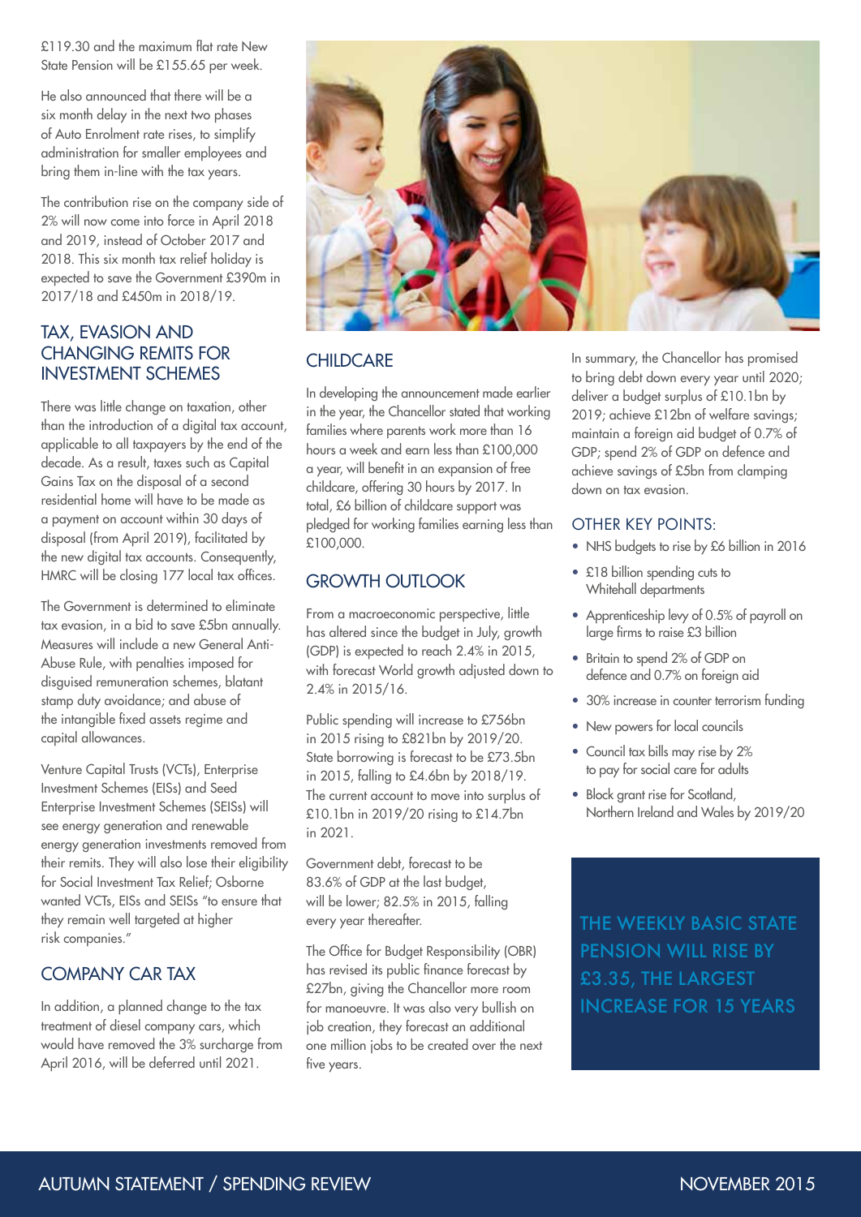£119.30 and the maximum flat rate New State Pension will be £155.65 per week.

He also announced that there will be a six month delay in the next two phases of Auto Enrolment rate rises, to simplify administration for smaller employees and bring them in-line with the tax years.

The contribution rise on the company side of 2% will now come into force in April 2018 and 2019, instead of October 2017 and 2018. This six month tax relief holiday is expected to save the Government £390m in 2017/18 and £450m in 2018/19.

## TAX, EVASION AND CHANGING REMITS FOR INVESTMENT SCHEMES

There was little change on taxation, other than the introduction of a digital tax account, applicable to all taxpayers by the end of the decade. As a result, taxes such as Capital Gains Tax on the disposal of a second residential home will have to be made as a payment on account within 30 days of disposal (from April 2019), facilitated by the new digital tax accounts. Consequently, HMRC will be closing 177 local tax offices.

The Government is determined to eliminate tax evasion, in a bid to save £5bn annually. Measures will include a new General Anti-Abuse Rule, with penalties imposed for disguised remuneration schemes, blatant stamp duty avoidance; and abuse of the intangible fixed assets regime and capital allowances.

Venture Capital Trusts (VCTs), Enterprise Investment Schemes (EISs) and Seed Enterprise Investment Schemes (SEISs) will see energy generation and renewable energy generation investments removed from their remits. They will also lose their eligibility for Social Investment Tax Relief; Osborne wanted VCTs, EISs and SEISs "to ensure that they remain well targeted at higher risk companies."

## COMPANY CAR TAX

In addition, a planned change to the tax treatment of diesel company cars, which would have removed the 3% surcharge from April 2016, will be deferred until 2021.

## CHILDCARE

In developing the announcement made earlier in the year, the Chancellor stated that working families where parents work more than 16 hours a week and earn less than £100,000 a year, will benefit in an expansion of free childcare, offering 30 hours by 2017. In total, £6 billion of childcare support was pledged for working families earning less than £100,000.

## GROWTH OUTLOOK

From a macroeconomic perspective, little has altered since the budget in July, growth (GDP) is expected to reach 2.4% in 2015, with forecast World growth adjusted down to 2.4% in 2015/16.

Public spending will increase to £756bn in 2015 rising to £821bn by 2019/20. State borrowing is forecast to be £73.5bn in 2015, falling to £4.6bn by 2018/19. The current account to move into surplus of £10.1bn in 2019/20 rising to £14.7bn in 2021.

Government debt, forecast to be 83.6% of GDP at the last budget, will be lower; 82.5% in 2015, falling every year thereafter.

The Office for Budget Responsibility (OBR) has revised its public finance forecast by £27bn, giving the Chancellor more room for manoeuvre. It was also very bullish on job creation, they forecast an additional one million jobs to be created over the next five years.

In summary, the Chancellor has promised to bring debt down every year until 2020; deliver a budget surplus of £10.1bn by 2019; achieve £12bn of welfare savings; maintain a foreign aid budget of 0.7% of GDP; spend 2% of GDP on defence and achieve savings of £5bn from clamping down on tax evasion.

## OTHER KEY POINTS:

- NHS budgets to rise by £6 billion in 2016
- £18 billion spending cuts to Whitehall departments
- Apprenticeship levy of 0.5% of payroll on large firms to raise £3 billion
- Britain to spend 2% of GDP on defence and 0.7% on foreign aid
- 30% increase in counter terrorism funding
- New powers for local councils
- Council tax bills may rise by 2% to pay for social care for adults
- Block grant rise for Scotland, Northern Ireland and Wales by 2019/20

**THE WEEKLY BASIC STATE PENSION WILL RISE BY £3.35, THE LARGEST INCREASE FOR 15 YEARS**